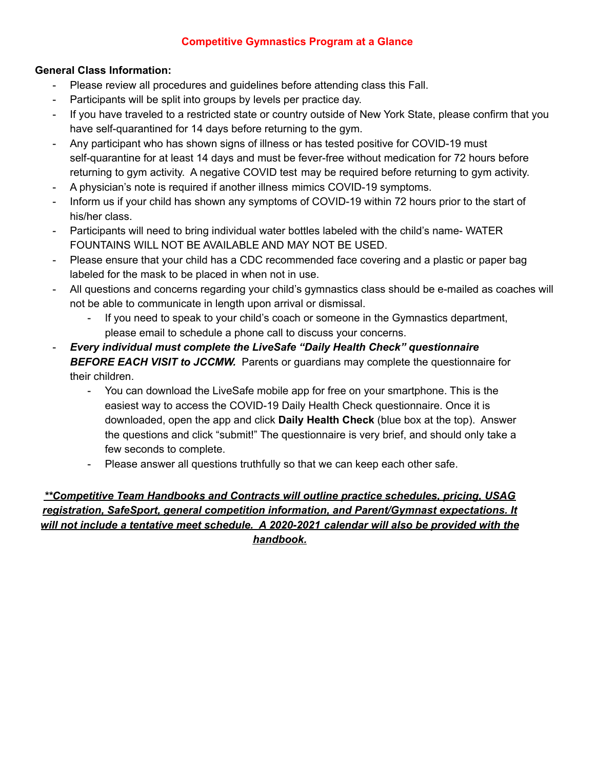# Competitive Gymnastics Program at a Glance

**General Class Information:**

- Please review all procedures and guidelines before attending class this Fall.
- Participants will be split into groups by levels per practice day.
- If you have traveled to a restricted state or country outside of New York State, please confirm that you have self-quarantined for 14 days before returning to the gym.
- Any participant who has shown signs of illness or has tested positive for COVID-19 must self-quarantine for at least 14 days and must be fever-free without medication for 72 hours before returning to gym activity. A negative COVID test may be required before returning to gym activity.
- A physician's note is required if another illness mimics COVID-19 symptoms.
- Inform us if your child has shown any symptoms of COVID-19 within 72 hours prior to the start of his/her class.
- Participants will need to bring individual water bottles labeled with the child's name- WATER FOUNTAINS WILL NOT BE AVAILABLE AND MAY NOT BE USED.
- Please ensure that your child has a CDC recommended face covering and a plastic or paper bag labeled for the mask to be placed in when not in use.
- All questions and concerns regarding your child's gymnastics class should be e-mailed as coaches will not be able to communicate in length upon arrival or dismissal.
  - If you need to speak to your child's coach or someone in the Gymnastics department, please email to schedule a phone call to discuss your concerns.
- ***Every individual must complete the LiveSafe "Daily Health Check" questionnaire BEFORE EACH VISIT to JCCMW.*** Parents or guardians may complete the questionnaire for their children.
  - You can download the LiveSafe mobile app for free on your smartphone. This is the easiest way to access the COVID-19 Daily Health Check questionnaire. Once it is downloaded, open the app and click **Daily Health Check** (blue box at the top). Answer the questions and click "submit!" The questionnaire is very brief, and should only take a few seconds to complete.
  - Please answer all questions truthfully so that we can keep each other safe.

***\*\*Competitive Team Handbooks and Contracts will outline practice schedules, pricing, USAG registration, SafeSport, general competition information, and Parent/Gymnast expectations. It will not include a tentative meet schedule. A 2020-2021 calendar will also be provided with the handbook.***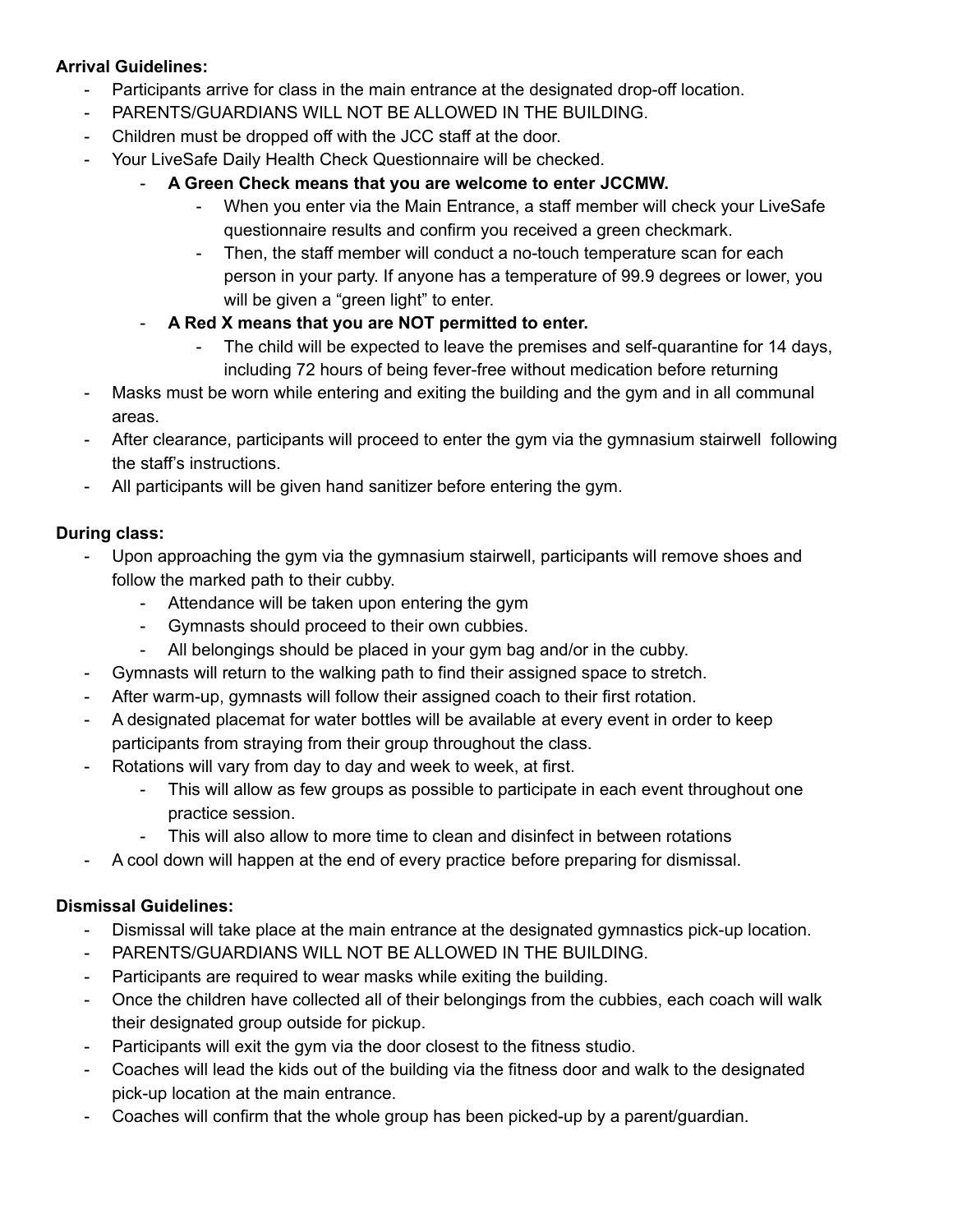**Arrival Guidelines:**

- Participants arrive for class in the main entrance at the designated drop-off location.
- PARENTS/GUARDIANS WILL NOT BE ALLOWED IN THE BUILDING.
- Children must be dropped off with the JCC staff at the door.
- Your LiveSafe Daily Health Check Questionnaire will be checked.
    - **A Green Check means that you are welcome to enter JCCMW.**
        - When you enter via the Main Entrance, a staff member will check your LiveSafe questionnaire results and confirm you received a green checkmark.
        - Then, the staff member will conduct a no-touch temperature scan for each person in your party. If anyone has a temperature of 99.9 degrees or lower, you will be given a "green light" to enter.
    - **A Red X means that you are NOT permitted to enter.**
        - The child will be expected to leave the premises and self-quarantine for 14 days, including 72 hours of being fever-free without medication before returning
- Masks must be worn while entering and exiting the building and the gym and in all communal areas.
- After clearance, participants will proceed to enter the gym via the gymnasium stairwell following the staff's instructions.
- All participants will be given hand sanitizer before entering the gym.

**During class:**

- Upon approaching the gym via the gymnasium stairwell, participants will remove shoes and follow the marked path to their cubby.
    - Attendance will be taken upon entering the gym
    - Gymnasts should proceed to their own cubbies.
    - All belongings should be placed in your gym bag and/or in the cubby.
- Gymnasts will return to the walking path to find their assigned space to stretch.
- After warm-up, gymnasts will follow their assigned coach to their first rotation.
- A designated placemat for water bottles will be available at every event in order to keep participants from straying from their group throughout the class.
- Rotations will vary from day to day and week to week, at first.
    - This will allow as few groups as possible to participate in each event throughout one practice session.
    - This will also allow to more time to clean and disinfect in between rotations
- A cool down will happen at the end of every practice before preparing for dismissal.

**Dismissal Guidelines:**

- Dismissal will take place at the main entrance at the designated gymnastics pick-up location.
- PARENTS/GUARDIANS WILL NOT BE ALLOWED IN THE BUILDING.
- Participants are required to wear masks while exiting the building.
- Once the children have collected all of their belongings from the cubbies, each coach will walk their designated group outside for pickup.
- Participants will exit the gym via the door closest to the fitness studio.
- Coaches will lead the kids out of the building via the fitness door and walk to the designated pick-up location at the main entrance.
- Coaches will confirm that the whole group has been picked-up by a parent/guardian.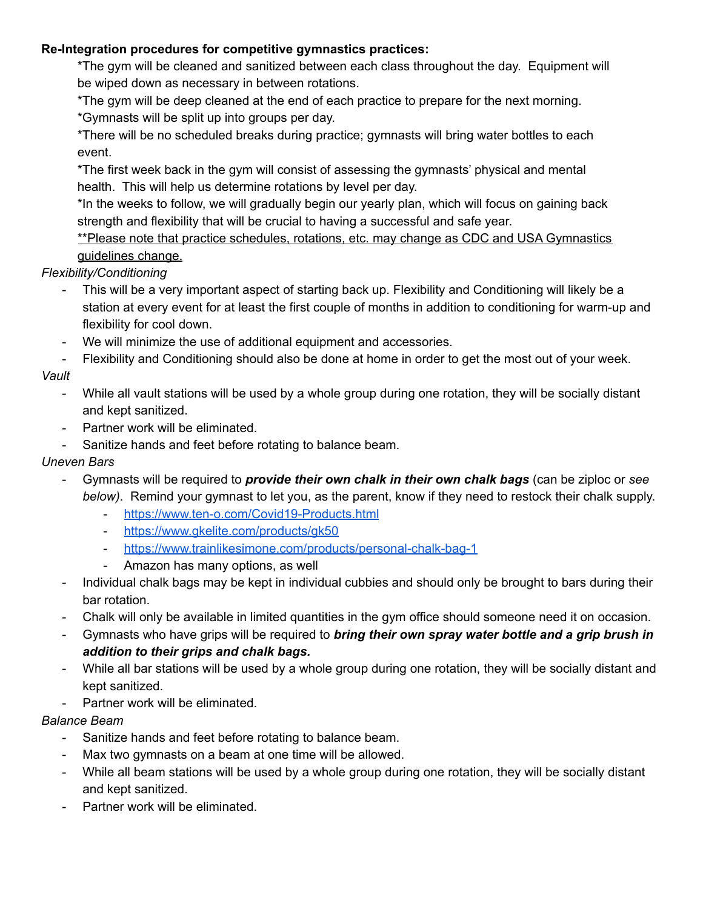**Re-Integration procedures for competitive gymnastics practices:**

*The gym will be cleaned and sanitized between each class throughout the day. Equipment will be wiped down as necessary in between rotations.

*The gym will be deep cleaned at the end of each practice to prepare for the next morning.

*Gymnasts will be split up into groups per day.

*There will be no scheduled breaks during practice; gymnasts will bring water bottles to each event.

*The first week back in the gym will consist of assessing the gymnasts' physical and mental health. This will help us determine rotations by level per day.

*In the weeks to follow, we will gradually begin our yearly plan, which will focus on gaining back strength and flexibility that will be crucial to having a successful and safe year.

<u>**Please note that practice schedules, rotations, etc. may change as CDC and USA Gymnastics guidelines change.</u>

*Flexibility/Conditioning*

- This will be a very important aspect of starting back up. Flexibility and Conditioning will likely be a station at every event for at least the first couple of months in addition to conditioning for warm-up and flexibility for cool down.
- We will minimize the use of additional equipment and accessories.
- Flexibility and Conditioning should also be done at home in order to get the most out of your week.

*Vault*

- While all vault stations will be used by a whole group during one rotation, they will be socially distant and kept sanitized.
- Partner work will be eliminated.
- Sanitize hands and feet before rotating to balance beam.

*Uneven Bars*

- Gymnasts will be required to ***provide their own chalk in their own chalk bags*** (can be ziploc or *see below)*. Remind your gymnast to let you, as the parent, know if they need to restock their chalk supply.
    - https://www.ten-o.com/Covid19-Products.html
    - https://www.gkelite.com/products/gk50
    - https://www.trainlikesimone.com/products/personal-chalk-bag-1
    - Amazon has many options, as well
- Individual chalk bags may be kept in individual cubbies and should only be brought to bars during their bar rotation.
- Chalk will only be available in limited quantities in the gym office should someone need it on occasion.
- Gymnasts who have grips will be required to ***bring their own spray water bottle and a grip brush in addition to their grips and chalk bags.***
- While all bar stations will be used by a whole group during one rotation, they will be socially distant and kept sanitized.
- Partner work will be eliminated.

*Balance Beam*

- Sanitize hands and feet before rotating to balance beam.
- Max two gymnasts on a beam at one time will be allowed.
- While all beam stations will be used by a whole group during one rotation, they will be socially distant and kept sanitized.
- Partner work will be eliminated.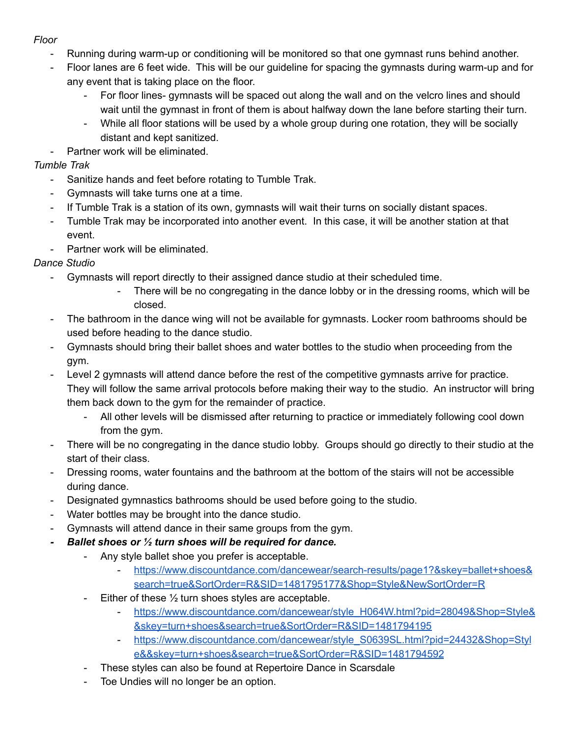*Floor*

- Running during warm-up or conditioning will be monitored so that one gymnast runs behind another.
- Floor lanes are 6 feet wide. This will be our guideline for spacing the gymnasts during warm-up and for any event that is taking place on the floor.
    - For floor lines- gymnasts will be spaced out along the wall and on the velcro lines and should wait until the gymnast in front of them is about halfway down the lane before starting their turn.
    - While all floor stations will be used by a whole group during one rotation, they will be socially distant and kept sanitized.
- Partner work will be eliminated.

*Tumble Trak*

- Sanitize hands and feet before rotating to Tumble Trak.
- Gymnasts will take turns one at a time.
- If Tumble Trak is a station of its own, gymnasts will wait their turns on socially distant spaces.
- Tumble Trak may be incorporated into another event. In this case, it will be another station at that event.
- Partner work will be eliminated.

*Dance Studio*

- Gymnasts will report directly to their assigned dance studio at their scheduled time.
    - There will be no congregating in the dance lobby or in the dressing rooms, which will be closed.
- The bathroom in the dance wing will not be available for gymnasts. Locker room bathrooms should be used before heading to the dance studio.
- Gymnasts should bring their ballet shoes and water bottles to the studio when proceeding from the gym.
- Level 2 gymnasts will attend dance before the rest of the competitive gymnasts arrive for practice. They will follow the same arrival protocols before making their way to the studio. An instructor will bring them back down to the gym for the remainder of practice.
    - All other levels will be dismissed after returning to practice or immediately following cool down from the gym.
- There will be no congregating in the dance studio lobby. Groups should go directly to their studio at the start of their class.
- Dressing rooms, water fountains and the bathroom at the bottom of the stairs will not be accessible during dance.
- Designated gymnastics bathrooms should be used before going to the studio.
- Water bottles may be brought into the dance studio.
- Gymnasts will attend dance in their same groups from the gym.
- ***Ballet shoes or ½ turn shoes will be required for dance.***
    - Any style ballet shoe you prefer is acceptable.
        - https://www.discountdance.com/dancewear/search-results/page1?&skey=ballet+shoes&search=true&SortOrder=R&SID=1481795177&Shop=Style&NewSortOrder=R
    - Either of these ½ turn shoes styles are acceptable.
        - https://www.discountdance.com/dancewear/style_H064W.html?pid=28049&Shop=Style&&skey=turn+shoes&search=true&SortOrder=R&SID=1481794195
        - https://www.discountdance.com/dancewear/style_S0639SL.html?pid=24432&Shop=Style&&skey=turn+shoes&search=true&SortOrder=R&SID=1481794592
    - These styles can also be found at Repertoire Dance in Scarsdale
    - Toe Undies will no longer be an option.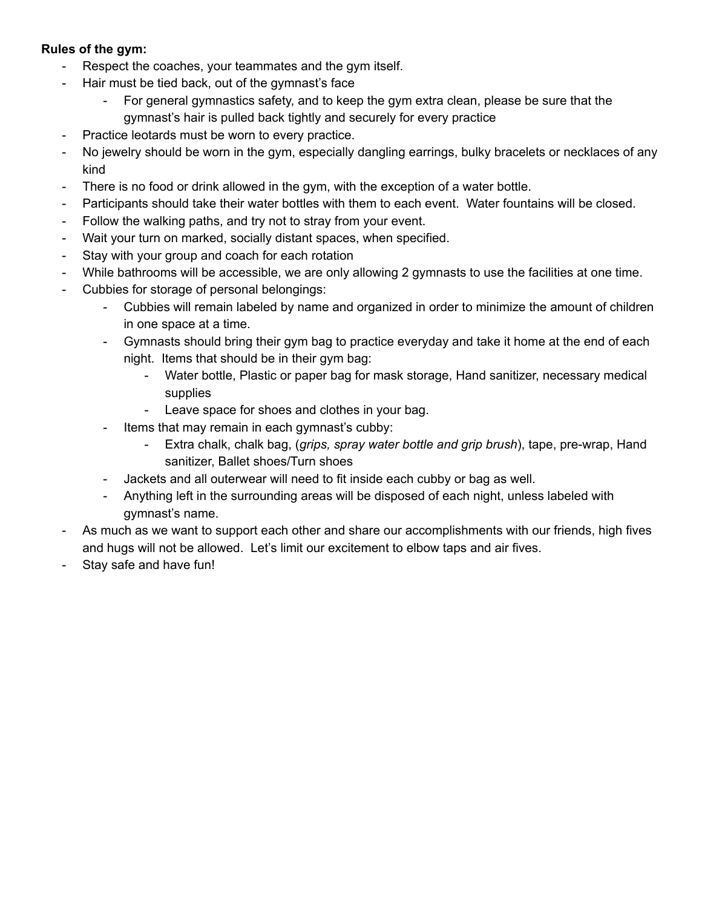**Rules of the gym:**

- Respect the coaches, your teammates and the gym itself.
- Hair must be tied back, out of the gymnast's face
  - For general gymnastics safety, and to keep the gym extra clean, please be sure that the gymnast's hair is pulled back tightly and securely for every practice
- Practice leotards must be worn to every practice.
- No jewelry should be worn in the gym, especially dangling earrings, bulky bracelets or necklaces of any kind
- There is no food or drink allowed in the gym, with the exception of a water bottle.
- Participants should take their water bottles with them to each event. Water fountains will be closed.
- Follow the walking paths, and try not to stray from your event.
- Wait your turn on marked, socially distant spaces, when specified.
- Stay with your group and coach for each rotation
- While bathrooms will be accessible, we are only allowing 2 gymnasts to use the facilities at one time.
- Cubbies for storage of personal belongings:
  - Cubbies will remain labeled by name and organized in order to minimize the amount of children in one space at a time.
  - Gymnasts should bring their gym bag to practice everyday and take it home at the end of each night. Items that should be in their gym bag:
    - Water bottle, Plastic or paper bag for mask storage, Hand sanitizer, necessary medical supplies
    - Leave space for shoes and clothes in your bag.
  - Items that may remain in each gymnast's cubby:
    - Extra chalk, chalk bag, (*grips, spray water bottle and grip brush*), tape, pre-wrap, Hand sanitizer, Ballet shoes/Turn shoes
  - Jackets and all outerwear will need to fit inside each cubby or bag as well.
  - Anything left in the surrounding areas will be disposed of each night, unless labeled with gymnast's name.
- As much as we want to support each other and share our accomplishments with our friends, high fives and hugs will not be allowed. Let's limit our excitement to elbow taps and air fives.
- Stay safe and have fun!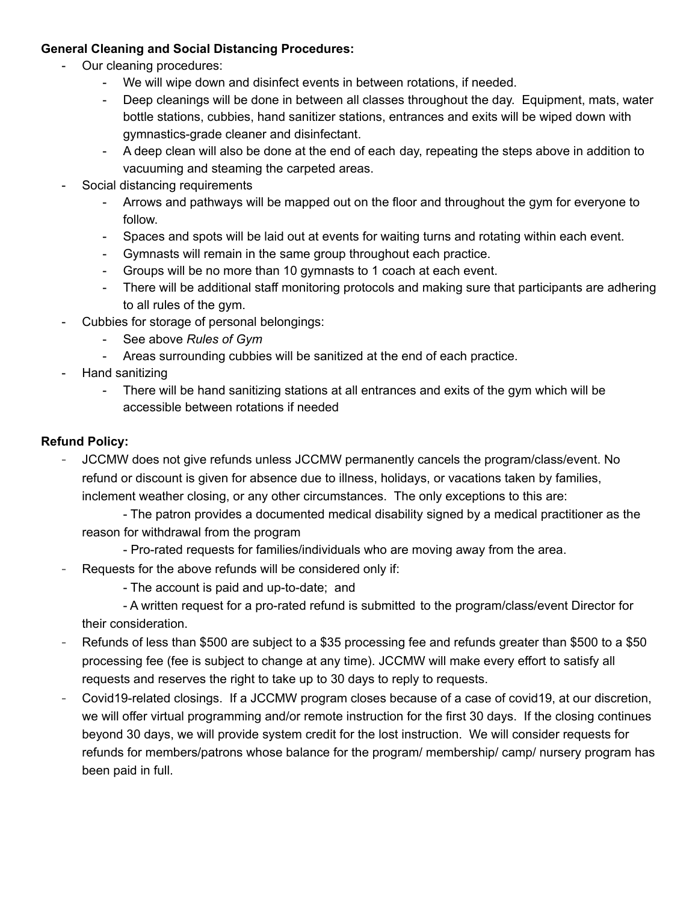**General Cleaning and Social Distancing Procedures:**

- Our cleaning procedures:
    - We will wipe down and disinfect events in between rotations, if needed.
    - Deep cleanings will be done in between all classes throughout the day. Equipment, mats, water bottle stations, cubbies, hand sanitizer stations, entrances and exits will be wiped down with gymnastics-grade cleaner and disinfectant.
    - A deep clean will also be done at the end of each day, repeating the steps above in addition to vacuuming and steaming the carpeted areas.
- Social distancing requirements
    - Arrows and pathways will be mapped out on the floor and throughout the gym for everyone to follow.
    - Spaces and spots will be laid out at events for waiting turns and rotating within each event.
    - Gymnasts will remain in the same group throughout each practice.
    - Groups will be no more than 10 gymnasts to 1 coach at each event.
    - There will be additional staff monitoring protocols and making sure that participants are adhering to all rules of the gym.
- Cubbies for storage of personal belongings:
    - See above *Rules of Gym*
    - Areas surrounding cubbies will be sanitized at the end of each practice.
- Hand sanitizing
    - There will be hand sanitizing stations at all entrances and exits of the gym which will be accessible between rotations if needed

**Refund Policy:**

- JCCMW does not give refunds unless JCCMW permanently cancels the program/class/event. No refund or discount is given for absence due to illness, holidays, or vacations taken by families, inclement weather closing, or any other circumstances. The only exceptions to this are:
    - The patron provides a documented medical disability signed by a medical practitioner as the reason for withdrawal from the program
    - Pro-rated requests for families/individuals who are moving away from the area.
- Requests for the above refunds will be considered only if:
    - The account is paid and up-to-date; and
    - A written request for a pro-rated refund is submitted to the program/class/event Director for their consideration.
- Refunds of less than $500 are subject to a $35 processing fee and refunds greater than $500 to a $50 processing fee (fee is subject to change at any time). JCCMW will make every effort to satisfy all requests and reserves the right to take up to 30 days to reply to requests.
- Covid19-related closings. If a JCCMW program closes because of a case of covid19, at our discretion, we will offer virtual programming and/or remote instruction for the first 30 days. If the closing continues beyond 30 days, we will provide system credit for the lost instruction. We will consider requests for refunds for members/patrons whose balance for the program/ membership/ camp/ nursery program has been paid in full.